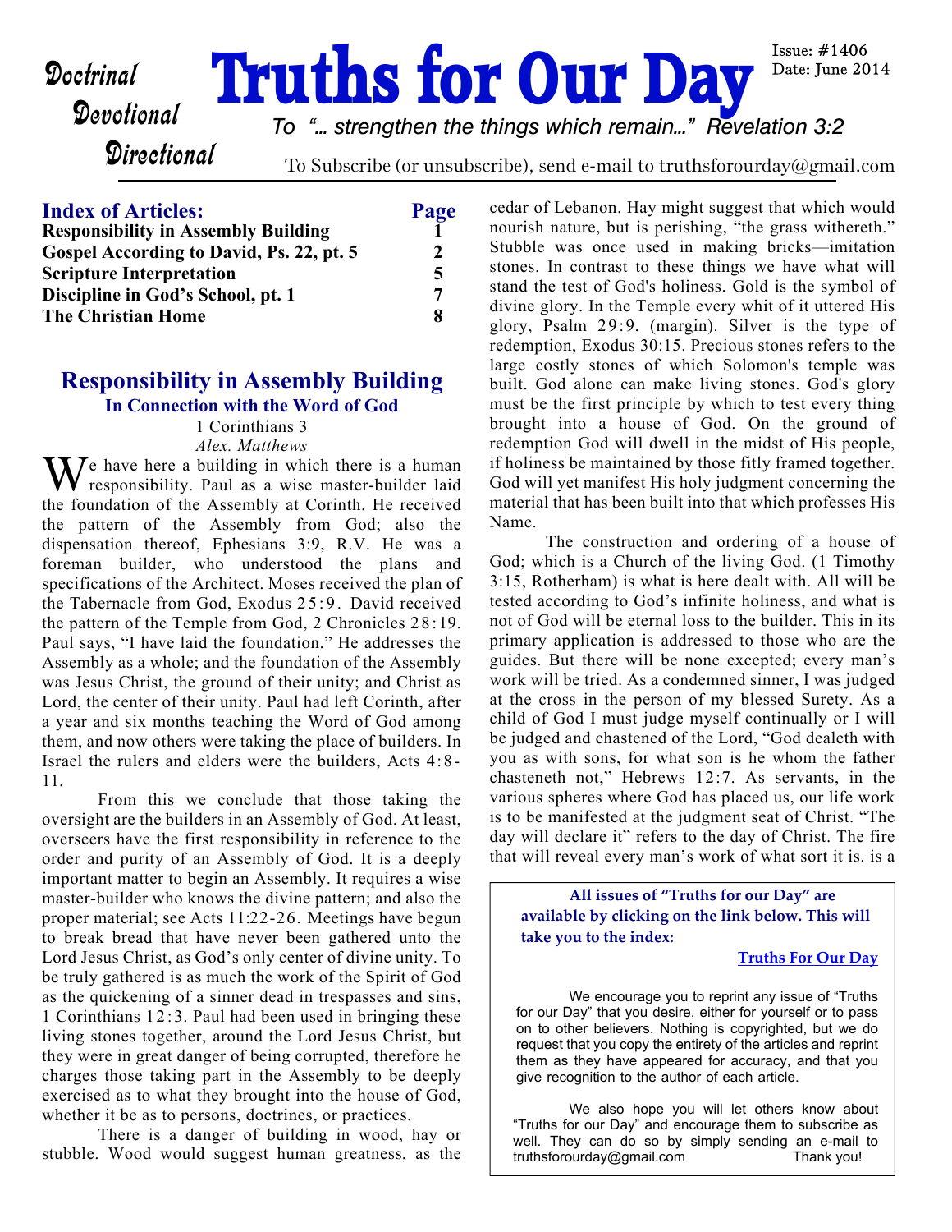Doctrinal
Devotional
Directional

# Truths for Our Day

Issue: #1406
Date: June 2014

*To "... strengthen the things which remain..." Revelation 3:2*

To Subscribe (or unsubscribe), send e-mail to truthsforourday@gmail.com

| **Index of Articles:** | **Page** |
|---|---|
| **Responsibility in Assembly Building** | **1** |
| **Gospel According to David, Ps. 22, pt. 5** | **2** |
| **Scripture Interpretation** | **5** |
| **Discipline in God's School, pt. 1** | **7** |
| **The Christian Home** | **8** |

## Responsibility in Assembly Building

### In Connection with the Word of God

1 Corinthians 3

*Alex. Matthews*

We have here a building in which there is a human responsibility. Paul as a wise master-builder laid the foundation of the Assembly at Corinth. He received the pattern of the Assembly from God; also the dispensation thereof, Ephesians 3:9, R.V. He was a foreman builder, who understood the plans and specifications of the Architect. Moses received the plan of the Tabernacle from God, Exodus 25:9. David received the pattern of the Temple from God, 2 Chronicles 28:19. Paul says, "I have laid the foundation." He addresses the Assembly as a whole; and the foundation of the Assembly was Jesus Christ, the ground of their unity; and Christ as Lord, the center of their unity. Paul had left Corinth, after a year and six months teaching the Word of God among them, and now others were taking the place of builders. In Israel the rulers and elders were the builders, Acts 4:8-11.

From this we conclude that those taking the oversight are the builders in an Assembly of God. At least, overseers have the first responsibility in reference to the order and purity of an Assembly of God. It is a deeply important matter to begin an Assembly. It requires a wise master-builder who knows the divine pattern; and also the proper material; see Acts 11:22-26. Meetings have begun to break bread that have never been gathered unto the Lord Jesus Christ, as God's only center of divine unity. To be truly gathered is as much the work of the Spirit of God as the quickening of a sinner dead in trespasses and sins, 1 Corinthians 12:3. Paul had been used in bringing these living stones together, around the Lord Jesus Christ, but they were in great danger of being corrupted, therefore he charges those taking part in the Assembly to be deeply exercised as to what they brought into the house of God, whether it be as to persons, doctrines, or practices.

There is a danger of building in wood, hay or stubble. Wood would suggest human greatness, as the cedar of Lebanon. Hay might suggest that which would nourish nature, but is perishing, "the grass withereth." Stubble was once used in making bricks—imitation stones. In contrast to these things we have what will stand the test of God's holiness. Gold is the symbol of divine glory. In the Temple every whit of it uttered His glory, Psalm 29:9. (margin). Silver is the type of redemption, Exodus 30:15. Precious stones refers to the large costly stones of which Solomon's temple was built. God alone can make living stones. God's glory must be the first principle by which to test every thing brought into a house of God. On the ground of redemption God will dwell in the midst of His people, if holiness be maintained by those fitly framed together. God will yet manifest His holy judgment concerning the material that has been built into that which professes His Name.

The construction and ordering of a house of God; which is a Church of the living God. (1 Timothy 3:15, Rotherham) is what is here dealt with. All will be tested according to God's infinite holiness, and what is not of God will be eternal loss to the builder. This in its primary application is addressed to those who are the guides. But there will be none excepted; every man's work will be tried. As a condemned sinner, I was judged at the cross in the person of my blessed Surety. As a child of God I must judge myself continually or I will be judged and chastened of the Lord, "God dealeth with you as with sons, for what son is he whom the father chasteneth not," Hebrews 12:7. As servants, in the various spheres where God has placed us, our life work is to be manifested at the judgment seat of Christ. "The day will declare it" refers to the day of Christ. The fire that will reveal every man's work of what sort it is. is a

---

**All issues of "Truths for our Day" are available by clicking on the link below. This will take you to the index:**

[Truths For Our Day]

We encourage you to reprint any issue of "Truths for our Day" that you desire, either for yourself or to pass on to other believers. Nothing is copyrighted, but we do request that you copy the entirety of the articles and reprint them as they have appeared for accuracy, and that you give recognition to the author of each article.

We also hope you will let others know about "Truths for our Day" and encourage them to subscribe as well. They can do so by simply sending an e-mail to truthsforourday@gmail.com Thank you!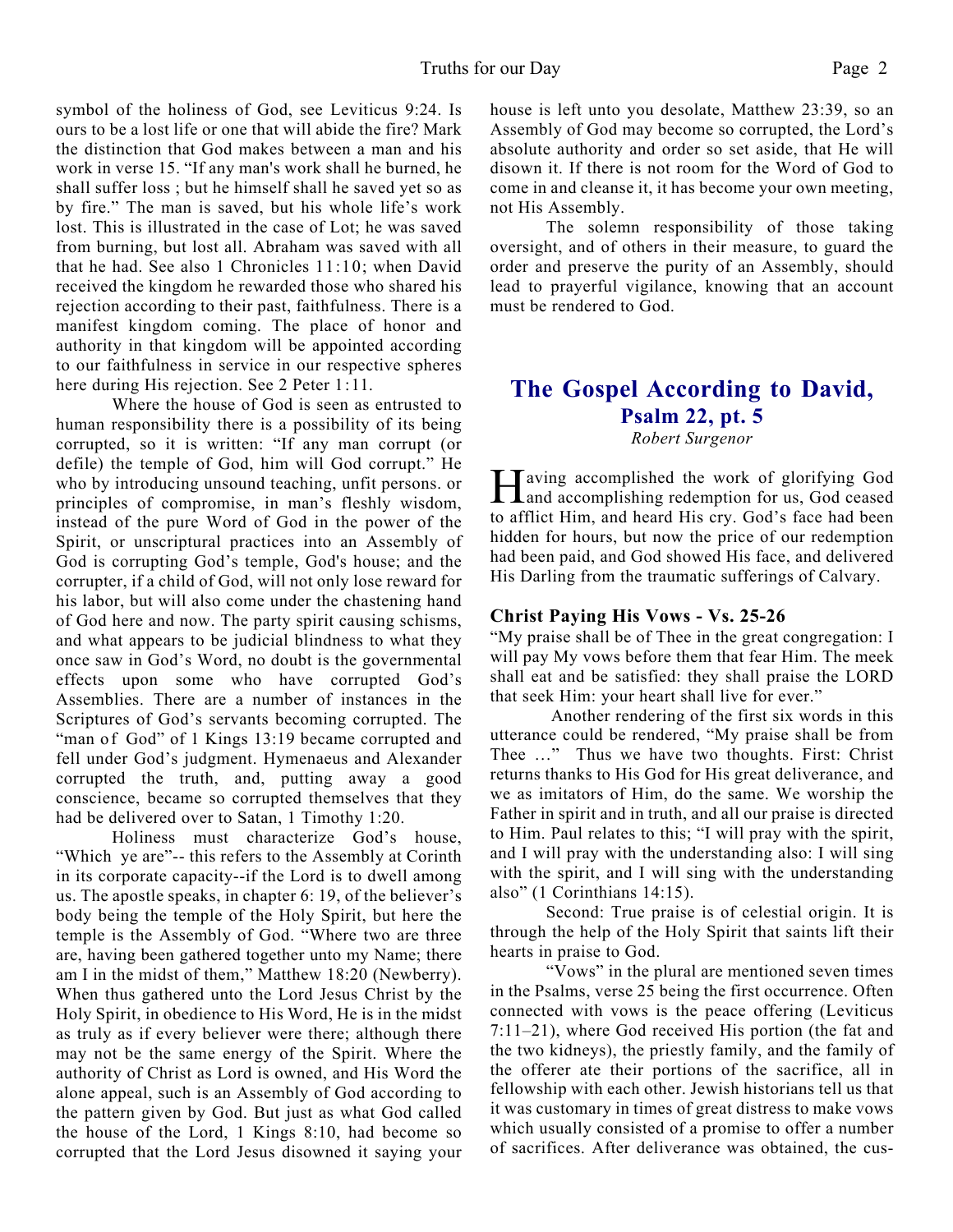symbol of the holiness of God, see Leviticus 9:24. Is ours to be a lost life or one that will abide the fire? Mark the distinction that God makes between a man and his work in verse 15. "If any man's work shall he burned, he shall suffer loss ; but he himself shall he saved yet so as by fire." The man is saved, but his whole life's work lost. This is illustrated in the case of Lot; he was saved from burning, but lost all. Abraham was saved with all that he had. See also 1 Chronicles 11:10; when David received the kingdom he rewarded those who shared his rejection according to their past, faithfulness. There is a manifest kingdom coming. The place of honor and authority in that kingdom will be appointed according to our faithfulness in service in our respective spheres here during His rejection. See 2 Peter 1:11.

Where the house of God is seen as entrusted to human responsibility there is a possibility of its being corrupted, so it is written: "If any man corrupt (or defile) the temple of God, him will God corrupt." He who by introducing unsound teaching, unfit persons. or principles of compromise, in man's fleshly wisdom, instead of the pure Word of God in the power of the Spirit, or unscriptural practices into an Assembly of God is corrupting God's temple, God's house; and the corrupter, if a child of God, will not only lose reward for his labor, but will also come under the chastening hand of God here and now. The party spirit causing schisms, and what appears to be judicial blindness to what they once saw in God's Word, no doubt is the governmental effects upon some who have corrupted God's Assemblies. There are a number of instances in the Scriptures of God's servants becoming corrupted. The "man of God" of 1 Kings 13:19 became corrupted and fell under God's judgment. Hymenaeus and Alexander corrupted the truth, and, putting away a good conscience, became so corrupted themselves that they had be delivered over to Satan, 1 Timothy 1:20.

Holiness must characterize God's house, "Which ye are"-- this refers to the Assembly at Corinth in its corporate capacity--if the Lord is to dwell among us. The apostle speaks, in chapter 6: 19, of the believer's body being the temple of the Holy Spirit, but here the temple is the Assembly of God. "Where two are three are, having been gathered together unto my Name; there am I in the midst of them," Matthew 18:20 (Newberry). When thus gathered unto the Lord Jesus Christ by the Holy Spirit, in obedience to His Word, He is in the midst as truly as if every believer were there; although there may not be the same energy of the Spirit. Where the authority of Christ as Lord is owned, and His Word the alone appeal, such is an Assembly of God according to the pattern given by God. But just as what God called the house of the Lord, 1 Kings 8:10, had become so corrupted that the Lord Jesus disowned it saying your house is left unto you desolate, Matthew 23:39, so an Assembly of God may become so corrupted, the Lord's absolute authority and order so set aside, that He will disown it. If there is not room for the Word of God to come in and cleanse it, it has become your own meeting, not His Assembly.

The solemn responsibility of those taking oversight, and of others in their measure, to guard the order and preserve the purity of an Assembly, should lead to prayerful vigilance, knowing that an account must be rendered to God.

# The Gospel According to David,

## Psalm 22, pt. 5

*Robert Surgenor*

Having accomplished the work of glorifying God and accomplishing redemption for us, God ceased to afflict Him, and heard His cry. God's face had been hidden for hours, but now the price of our redemption had been paid, and God showed His face, and delivered His Darling from the traumatic sufferings of Calvary.

### Christ Paying His Vows - Vs. 25-26

"My praise shall be of Thee in the great congregation: I will pay My vows before them that fear Him. The meek shall eat and be satisfied: they shall praise the LORD that seek Him: your heart shall live for ever."

Another rendering of the first six words in this utterance could be rendered, "My praise shall be from Thee …" Thus we have two thoughts. First: Christ returns thanks to His God for His great deliverance, and we as imitators of Him, do the same. We worship the Father in spirit and in truth, and all our praise is directed to Him. Paul relates to this; "I will pray with the spirit, and I will pray with the understanding also: I will sing with the spirit, and I will sing with the understanding also" (1 Corinthians 14:15).

Second: True praise is of celestial origin. It is through the help of the Holy Spirit that saints lift their hearts in praise to God.

"Vows" in the plural are mentioned seven times in the Psalms, verse 25 being the first occurrence. Often connected with vows is the peace offering (Leviticus 7:11–21), where God received His portion (the fat and the two kidneys), the priestly family, and the family of the offerer ate their portions of the sacrifice, all in fellowship with each other. Jewish historians tell us that it was customary in times of great distress to make vows which usually consisted of a promise to offer a number of sacrifices. After deliverance was obtained, the cus-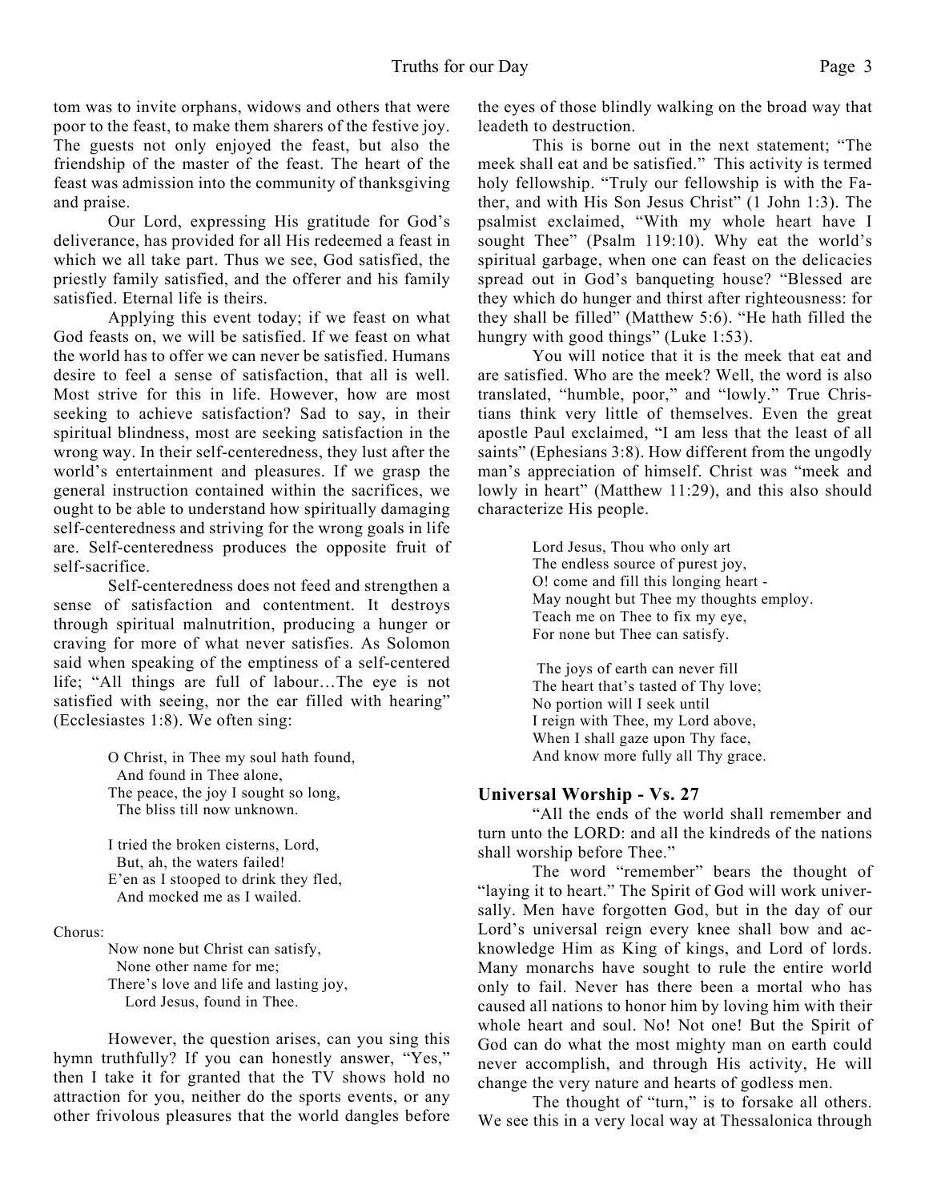tom was to invite orphans, widows and others that were poor to the feast, to make them sharers of the festive joy. The guests not only enjoyed the feast, but also the friendship of the master of the feast. The heart of the feast was admission into the community of thanksgiving and praise.

Our Lord, expressing His gratitude for God's deliverance, has provided for all His redeemed a feast in which we all take part. Thus we see, God satisfied, the priestly family satisfied, and the offerer and his family satisfied. Eternal life is theirs.

Applying this event today; if we feast on what God feasts on, we will be satisfied. If we feast on what the world has to offer we can never be satisfied. Humans desire to feel a sense of satisfaction, that all is well. Most strive for this in life. However, how are most seeking to achieve satisfaction? Sad to say, in their spiritual blindness, most are seeking satisfaction in the wrong way. In their self-centeredness, they lust after the world's entertainment and pleasures. If we grasp the general instruction contained within the sacrifices, we ought to be able to understand how spiritually damaging self-centeredness and striving for the wrong goals in life are. Self-centeredness produces the opposite fruit of self-sacrifice.

Self-centeredness does not feed and strengthen a sense of satisfaction and contentment. It destroys through spiritual malnutrition, producing a hunger or craving for more of what never satisfies. As Solomon said when speaking of the emptiness of a self-centered life; "All things are full of labour…The eye is not satisfied with seeing, nor the ear filled with hearing" (Ecclesiastes 1:8). We often sing:

> O Christ, in Thee my soul hath found,
> And found in Thee alone,
> The peace, the joy I sought so long,
> The bliss till now unknown.
>
> I tried the broken cisterns, Lord,
> But, ah, the waters failed!
> E'en as I stooped to drink they fled,
> And mocked me as I wailed.

Chorus:

> Now none but Christ can satisfy,
> None other name for me;
> There's love and life and lasting joy,
> Lord Jesus, found in Thee.

However, the question arises, can you sing this hymn truthfully? If you can honestly answer, "Yes," then I take it for granted that the TV shows hold no attraction for you, neither do the sports events, or any other frivolous pleasures that the world dangles before the eyes of those blindly walking on the broad way that leadeth to destruction.

This is borne out in the next statement; "The meek shall eat and be satisfied." This activity is termed holy fellowship. "Truly our fellowship is with the Father, and with His Son Jesus Christ" (1 John 1:3). The psalmist exclaimed, "With my whole heart have I sought Thee" (Psalm 119:10). Why eat the world's spiritual garbage, when one can feast on the delicacies spread out in God's banqueting house? "Blessed are they which do hunger and thirst after righteousness: for they shall be filled" (Matthew 5:6). "He hath filled the hungry with good things" (Luke 1:53).

You will notice that it is the meek that eat and are satisfied. Who are the meek? Well, the word is also translated, "humble, poor," and "lowly." True Christians think very little of themselves. Even the great apostle Paul exclaimed, "I am less that the least of all saints" (Ephesians 3:8). How different from the ungodly man's appreciation of himself. Christ was "meek and lowly in heart" (Matthew 11:29), and this also should characterize His people.

> Lord Jesus, Thou who only art
> The endless source of purest joy,
> O! come and fill this longing heart -
> May nought but Thee my thoughts employ.
> Teach me on Thee to fix my eye,
> For none but Thee can satisfy.
>
> The joys of earth can never fill
> The heart that's tasted of Thy love;
> No portion will I seek until
> I reign with Thee, my Lord above,
> When I shall gaze upon Thy face,
> And know more fully all Thy grace.

### Universal Worship - Vs. 27

"All the ends of the world shall remember and turn unto the LORD: and all the kindreds of the nations shall worship before Thee."

The word "remember" bears the thought of "laying it to heart." The Spirit of God will work universally. Men have forgotten God, but in the day of our Lord's universal reign every knee shall bow and acknowledge Him as King of kings, and Lord of lords. Many monarchs have sought to rule the entire world only to fail. Never has there been a mortal who has caused all nations to honor him by loving him with their whole heart and soul. No! Not one! But the Spirit of God can do what the most mighty man on earth could never accomplish, and through His activity, He will change the very nature and hearts of godless men.

The thought of "turn," is to forsake all others. We see this in a very local way at Thessalonica through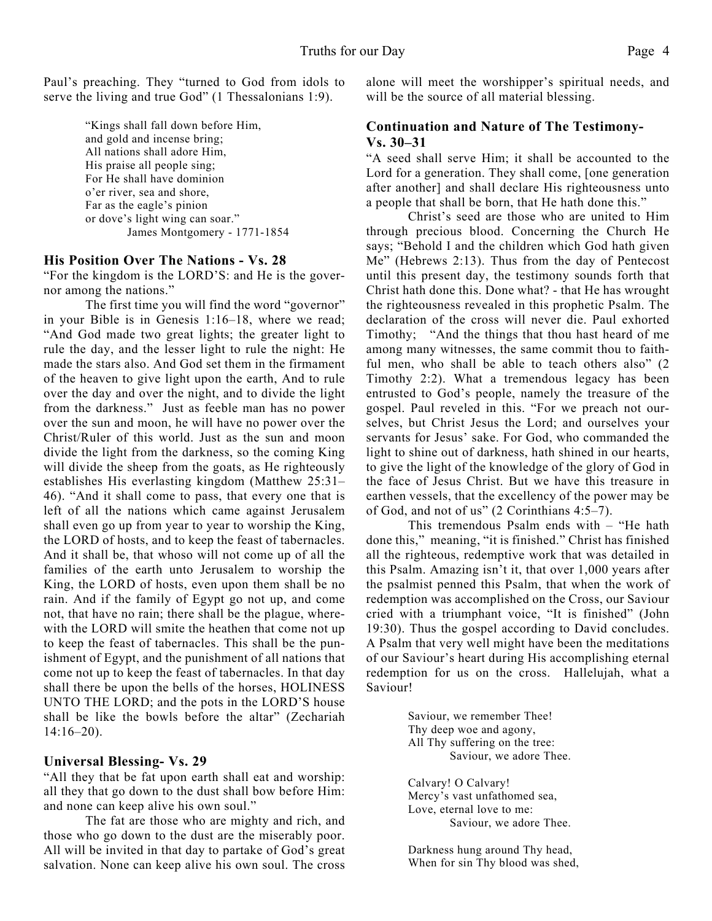Paul's preaching. They "turned to God from idols to serve the living and true God" (1 Thessalonians 1:9).

> "Kings shall fall down before Him,
> and gold and incense bring;
> All nations shall adore Him,
> His praise all people sing;
> For He shall have dominion
> o'er river, sea and shore,
> Far as the eagle's pinion
> or dove's light wing can soar."
> James Montgomery - 1771-1854

### His Position Over The Nations - Vs. 28

"For the kingdom is the LORD'S: and He is the governor among the nations."

The first time you will find the word "governor" in your Bible is in Genesis 1:16–18, where we read; "And God made two great lights; the greater light to rule the day, and the lesser light to rule the night: He made the stars also. And God set them in the firmament of the heaven to give light upon the earth, And to rule over the day and over the night, and to divide the light from the darkness." Just as feeble man has no power over the sun and moon, he will have no power over the Christ/Ruler of this world. Just as the sun and moon divide the light from the darkness, so the coming King will divide the sheep from the goats, as He righteously establishes His everlasting kingdom (Matthew 25:31–46). "And it shall come to pass, that every one that is left of all the nations which came against Jerusalem shall even go up from year to year to worship the King, the LORD of hosts, and to keep the feast of tabernacles. And it shall be, that whoso will not come up of all the families of the earth unto Jerusalem to worship the King, the LORD of hosts, even upon them shall be no rain. And if the family of Egypt go not up, and come not, that have no rain; there shall be the plague, wherewith the LORD will smite the heathen that come not up to keep the feast of tabernacles. This shall be the punishment of Egypt, and the punishment of all nations that come not up to keep the feast of tabernacles. In that day shall there be upon the bells of the horses, HOLINESS UNTO THE LORD; and the pots in the LORD'S house shall be like the bowls before the altar" (Zechariah 14:16–20).

### Universal Blessing- Vs. 29

"All they that be fat upon earth shall eat and worship: all they that go down to the dust shall bow before Him: and none can keep alive his own soul."

The fat are those who are mighty and rich, and those who go down to the dust are the miserably poor. All will be invited in that day to partake of God's great salvation. None can keep alive his own soul. The cross alone will meet the worshipper's spiritual needs, and will be the source of all material blessing.

### Continuation and Nature of The Testimony- Vs. 30–31

"A seed shall serve Him; it shall be accounted to the Lord for a generation. They shall come, [one generation after another] and shall declare His righteousness unto a people that shall be born, that He hath done this."

Christ's seed are those who are united to Him through precious blood. Concerning the Church He says; "Behold I and the children which God hath given Me" (Hebrews 2:13). Thus from the day of Pentecost until this present day, the testimony sounds forth that Christ hath done this. Done what? - that He has wrought the righteousness revealed in this prophetic Psalm. The declaration of the cross will never die. Paul exhorted Timothy; "And the things that thou hast heard of me among many witnesses, the same commit thou to faithful men, who shall be able to teach others also" (2 Timothy 2:2). What a tremendous legacy has been entrusted to God's people, namely the treasure of the gospel. Paul reveled in this. "For we preach not ourselves, but Christ Jesus the Lord; and ourselves your servants for Jesus' sake. For God, who commanded the light to shine out of darkness, hath shined in our hearts, to give the light of the knowledge of the glory of God in the face of Jesus Christ. But we have this treasure in earthen vessels, that the excellency of the power may be of God, and not of us" (2 Corinthians 4:5–7).

This tremendous Psalm ends with – "He hath done this," meaning, "it is finished." Christ has finished all the righteous, redemptive work that was detailed in this Psalm. Amazing isn't it, that over 1,000 years after the psalmist penned this Psalm, that when the work of redemption was accomplished on the Cross, our Saviour cried with a triumphant voice, "It is finished" (John 19:30). Thus the gospel according to David concludes. A Psalm that very well might have been the meditations of our Saviour's heart during His accomplishing eternal redemption for us on the cross. Hallelujah, what a Saviour!

> Saviour, we remember Thee!
> Thy deep woe and agony,
> All Thy suffering on the tree:
> Saviour, we adore Thee.
>
> Calvary! O Calvary!
> Mercy's vast unfathomed sea,
> Love, eternal love to me:
> Saviour, we adore Thee.
>
> Darkness hung around Thy head,
> When for sin Thy blood was shed,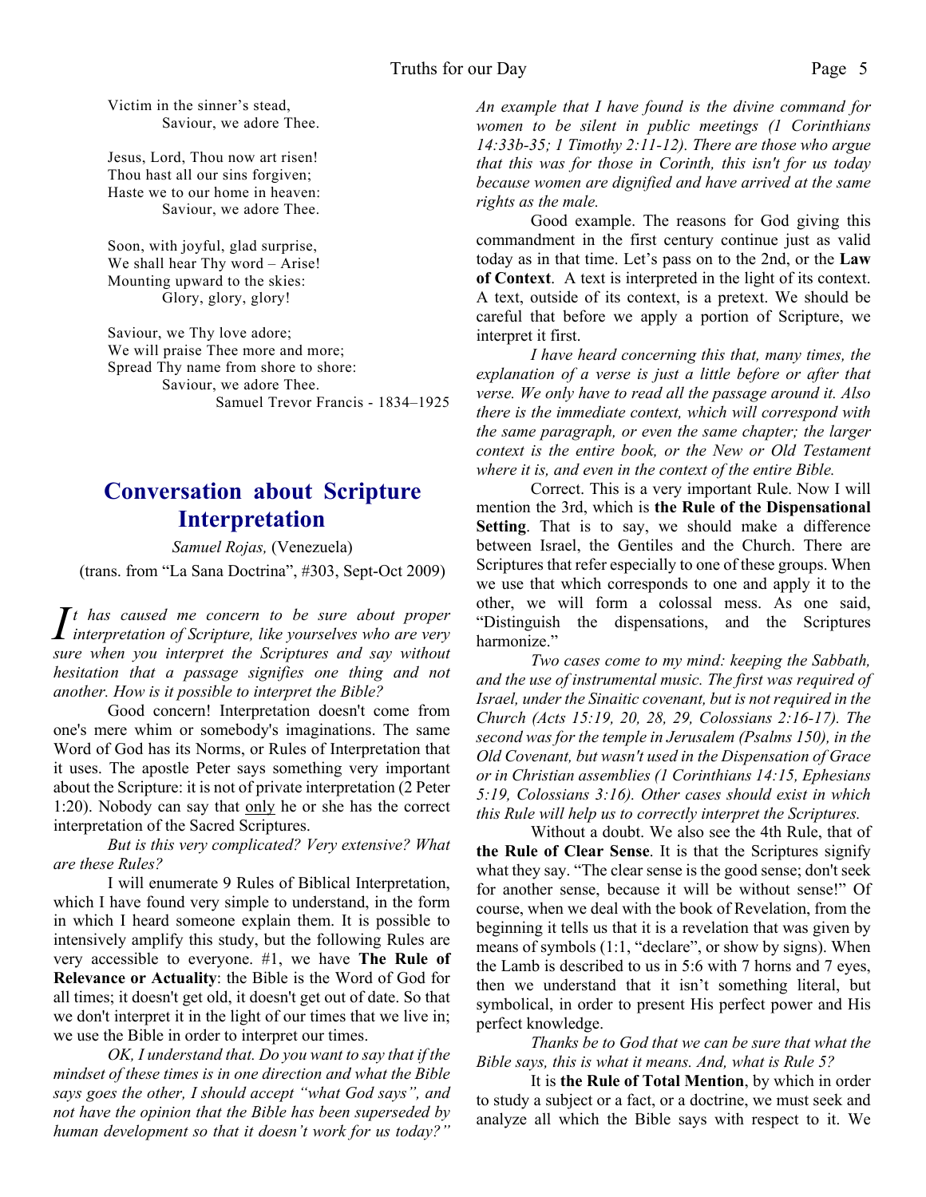Victim in the sinner's stead,
Saviour, we adore Thee.

Jesus, Lord, Thou now art risen!
Thou hast all our sins forgiven;
Haste we to our home in heaven:
Saviour, we adore Thee.

Soon, with joyful, glad surprise,
We shall hear Thy word – Arise!
Mounting upward to the skies:
Glory, glory, glory!

Saviour, we Thy love adore;
We will praise Thee more and more;
Spread Thy name from shore to shore:
Saviour, we adore Thee.
Samuel Trevor Francis - 1834–1925

## Conversation about Scripture Interpretation

*Samuel Rojas,* (Venezuela)
(trans. from "La Sana Doctrina", #303, Sept-Oct 2009)

*It has caused me concern to be sure about proper interpretation of Scripture, like yourselves who are very sure when you interpret the Scriptures and say without hesitation that a passage signifies one thing and not another. How is it possible to interpret the Bible?*

Good concern! Interpretation doesn't come from one's mere whim or somebody's imaginations. The same Word of God has its Norms, or Rules of Interpretation that it uses. The apostle Peter says something very important about the Scripture: it is not of private interpretation (2 Peter 1:20). Nobody can say that only he or she has the correct interpretation of the Sacred Scriptures.

*But is this very complicated? Very extensive? What are these Rules?*

I will enumerate 9 Rules of Biblical Interpretation, which I have found very simple to understand, in the form in which I heard someone explain them. It is possible to intensively amplify this study, but the following Rules are very accessible to everyone. #1, we have **The Rule of Relevance or Actuality**: the Bible is the Word of God for all times; it doesn't get old, it doesn't get out of date. So that we don't interpret it in the light of our times that we live in; we use the Bible in order to interpret our times.

*OK, I understand that. Do you want to say that if the mindset of these times is in one direction and what the Bible says goes the other, I should accept "what God says", and not have the opinion that the Bible has been superseded by human development so that it doesn't work for us today?" An example that I have found is the divine command for women to be silent in public meetings (1 Corinthians 14:33b-35; 1 Timothy 2:11-12). There are those who argue that this was for those in Corinth, this isn't for us today because women are dignified and have arrived at the same rights as the male.*

Good example. The reasons for God giving this commandment in the first century continue just as valid today as in that time. Let's pass on to the 2nd, or the **Law of Context**. A text is interpreted in the light of its context. A text, outside of its context, is a pretext. We should be careful that before we apply a portion of Scripture, we interpret it first.

*I have heard concerning this that, many times, the explanation of a verse is just a little before or after that verse. We only have to read all the passage around it. Also there is the immediate context, which will correspond with the same paragraph, or even the same chapter; the larger context is the entire book, or the New or Old Testament where it is, and even in the context of the entire Bible.*

Correct. This is a very important Rule. Now I will mention the 3rd, which is **the Rule of the Dispensational Setting**. That is to say, we should make a difference between Israel, the Gentiles and the Church. There are Scriptures that refer especially to one of these groups. When we use that which corresponds to one and apply it to the other, we will form a colossal mess. As one said, "Distinguish the dispensations, and the Scriptures harmonize."

*Two cases come to my mind: keeping the Sabbath, and the use of instrumental music. The first was required of Israel, under the Sinaitic covenant, but is not required in the Church (Acts 15:19, 20, 28, 29, Colossians 2:16-17). The second was for the temple in Jerusalem (Psalms 150), in the Old Covenant, but wasn't used in the Dispensation of Grace or in Christian assemblies (1 Corinthians 14:15, Ephesians 5:19, Colossians 3:16). Other cases should exist in which this Rule will help us to correctly interpret the Scriptures.*

Without a doubt. We also see the 4th Rule, that of **the Rule of Clear Sense**. It is that the Scriptures signify what they say. "The clear sense is the good sense; don't seek for another sense, because it will be without sense!" Of course, when we deal with the book of Revelation, from the beginning it tells us that it is a revelation that was given by means of symbols (1:1, "declare", or show by signs). When the Lamb is described to us in 5:6 with 7 horns and 7 eyes, then we understand that it isn't something literal, but symbolical, in order to present His perfect power and His perfect knowledge.

*Thanks be to God that we can be sure that what the Bible says, this is what it means. And, what is Rule 5?*

It is **the Rule of Total Mention**, by which in order to study a subject or a fact, or a doctrine, we must seek and analyze all which the Bible says with respect to it. We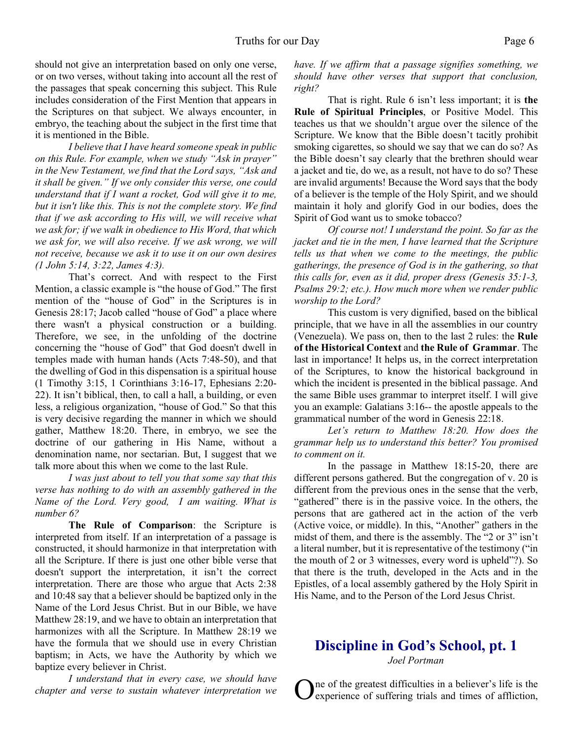should not give an interpretation based on only one verse, or on two verses, without taking into account all the rest of the passages that speak concerning this subject. This Rule includes consideration of the First Mention that appears in the Scriptures on that subject. We always encounter, in embryo, the teaching about the subject in the first time that it is mentioned in the Bible.

*I believe that I have heard someone speak in public on this Rule. For example, when we study "Ask in prayer" in the New Testament, we find that the Lord says, "Ask and it shall be given." If we only consider this verse, one could understand that if I want a rocket, God will give it to me, but it isn't like this. This is not the complete story. We find that if we ask according to His will, we will receive what we ask for; if we walk in obedience to His Word, that which we ask for, we will also receive. If we ask wrong, we will not receive, because we ask it to use it on our own desires (1 John 5:14, 3:22, James 4:3).*

That's correct. And with respect to the First Mention, a classic example is "the house of God." The first mention of the "house of God" in the Scriptures is in Genesis 28:17; Jacob called "house of God" a place where there wasn't a physical construction or a building. Therefore, we see, in the unfolding of the doctrine concerning the "house of God" that God doesn't dwell in temples made with human hands (Acts 7:48-50), and that the dwelling of God in this dispensation is a spiritual house (1 Timothy 3:15, 1 Corinthians 3:16-17, Ephesians 2:20-22). It isn't biblical, then, to call a hall, a building, or even less, a religious organization, "house of God." So that this is very decisive regarding the manner in which we should gather, Matthew 18:20. There, in embryo, we see the doctrine of our gathering in His Name, without a denomination name, nor sectarian. But, I suggest that we talk more about this when we come to the last Rule.

*I was just about to tell you that some say that this verse has nothing to do with an assembly gathered in the Name of the Lord. Very good, I am waiting. What is number 6?*

**The Rule of Comparison**: the Scripture is interpreted from itself. If an interpretation of a passage is constructed, it should harmonize in that interpretation with all the Scripture. If there is just one other bible verse that doesn't support the interpretation, it isn't the correct interpretation. There are those who argue that Acts 2:38 and 10:48 say that a believer should be baptized only in the Name of the Lord Jesus Christ. But in our Bible, we have Matthew 28:19, and we have to obtain an interpretation that harmonizes with all the Scripture. In Matthew 28:19 we have the formula that we should use in every Christian baptism; in Acts, we have the Authority by which we baptize every believer in Christ.

*I understand that in every case, we should have chapter and verse to sustain whatever interpretation we have. If we affirm that a passage signifies something, we should have other verses that support that conclusion, right?*

That is right. Rule 6 isn't less important; it is **the Rule of Spiritual Principles**, or Positive Model. This teaches us that we shouldn't argue over the silence of the Scripture. We know that the Bible doesn't tacitly prohibit smoking cigarettes, so should we say that we can do so? As the Bible doesn't say clearly that the brethren should wear a jacket and tie, do we, as a result, not have to do so? These are invalid arguments! Because the Word says that the body of a believer is the temple of the Holy Spirit, and we should maintain it holy and glorify God in our bodies, does the Spirit of God want us to smoke tobacco?

*Of course not! I understand the point. So far as the jacket and tie in the men, I have learned that the Scripture tells us that when we come to the meetings, the public gatherings, the presence of God is in the gathering, so that this calls for, even as it did, proper dress (Genesis 35:1-3, Psalms 29:2; etc.). How much more when we render public worship to the Lord?*

This custom is very dignified, based on the biblical principle, that we have in all the assemblies in our country (Venezuela). We pass on, then to the last 2 rules: the **Rule of the Historical Context** and **the Rule of Grammar**. The last in importance! It helps us, in the correct interpretation of the Scriptures, to know the historical background in which the incident is presented in the biblical passage. And the same Bible uses grammar to interpret itself. I will give you an example: Galatians 3:16-- the apostle appeals to the grammatical number of the word in Genesis 22:18.

*Let's return to Matthew 18:20. How does the grammar help us to understand this better? You promised to comment on it.*

In the passage in Matthew 18:15-20, there are different persons gathered. But the congregation of v. 20 is different from the previous ones in the sense that the verb, "gathered" there is in the passive voice. In the others, the persons that are gathered act in the action of the verb (Active voice, or middle). In this, "Another" gathers in the midst of them, and there is the assembly. The "2 or 3" isn't a literal number, but it is representative of the testimony ("in the mouth of 2 or 3 witnesses, every word is upheld"?). So that there is the truth, developed in the Acts and in the Epistles, of a local assembly gathered by the Holy Spirit in His Name, and to the Person of the Lord Jesus Christ.

## Discipline in God's School, pt. 1

*Joel Portman*

One of the greatest difficulties in a believer's life is the experience of suffering trials and times of affliction,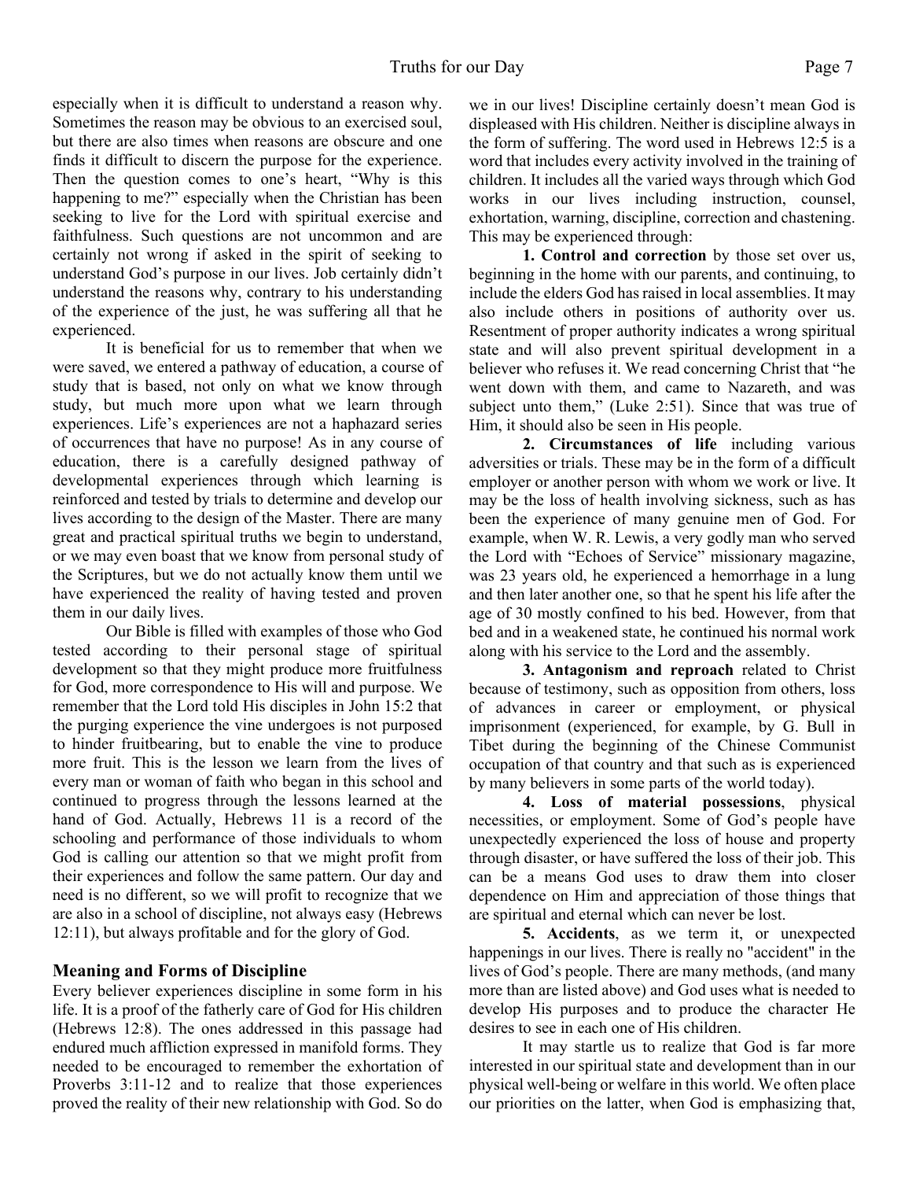especially when it is difficult to understand a reason why. Sometimes the reason may be obvious to an exercised soul, but there are also times when reasons are obscure and one finds it difficult to discern the purpose for the experience. Then the question comes to one's heart, "Why is this happening to me?" especially when the Christian has been seeking to live for the Lord with spiritual exercise and faithfulness. Such questions are not uncommon and are certainly not wrong if asked in the spirit of seeking to understand God's purpose in our lives. Job certainly didn't understand the reasons why, contrary to his understanding of the experience of the just, he was suffering all that he experienced.

It is beneficial for us to remember that when we were saved, we entered a pathway of education, a course of study that is based, not only on what we know through study, but much more upon what we learn through experiences. Life's experiences are not a haphazard series of occurrences that have no purpose! As in any course of education, there is a carefully designed pathway of developmental experiences through which learning is reinforced and tested by trials to determine and develop our lives according to the design of the Master. There are many great and practical spiritual truths we begin to understand, or we may even boast that we know from personal study of the Scriptures, but we do not actually know them until we have experienced the reality of having tested and proven them in our daily lives.

Our Bible is filled with examples of those who God tested according to their personal stage of spiritual development so that they might produce more fruitfulness for God, more correspondence to His will and purpose. We remember that the Lord told His disciples in John 15:2 that the purging experience the vine undergoes is not purposed to hinder fruitbearing, but to enable the vine to produce more fruit. This is the lesson we learn from the lives of every man or woman of faith who began in this school and continued to progress through the lessons learned at the hand of God. Actually, Hebrews 11 is a record of the schooling and performance of those individuals to whom God is calling our attention so that we might profit from their experiences and follow the same pattern. Our day and need is no different, so we will profit to recognize that we are also in a school of discipline, not always easy (Hebrews 12:11), but always profitable and for the glory of God.

## Meaning and Forms of Discipline

Every believer experiences discipline in some form in his life. It is a proof of the fatherly care of God for His children (Hebrews 12:8). The ones addressed in this passage had endured much affliction expressed in manifold forms. They needed to be encouraged to remember the exhortation of Proverbs 3:11-12 and to realize that those experiences proved the reality of their new relationship with God. So do we in our lives! Discipline certainly doesn't mean God is displeased with His children. Neither is discipline always in the form of suffering. The word used in Hebrews 12:5 is a word that includes every activity involved in the training of children. It includes all the varied ways through which God works in our lives including instruction, counsel, exhortation, warning, discipline, correction and chastening. This may be experienced through:

**1. Control and correction** by those set over us, beginning in the home with our parents, and continuing, to include the elders God has raised in local assemblies. It may also include others in positions of authority over us. Resentment of proper authority indicates a wrong spiritual state and will also prevent spiritual development in a believer who refuses it. We read concerning Christ that "he went down with them, and came to Nazareth, and was subject unto them," (Luke 2:51). Since that was true of Him, it should also be seen in His people.

**2. Circumstances of life** including various adversities or trials. These may be in the form of a difficult employer or another person with whom we work or live. It may be the loss of health involving sickness, such as has been the experience of many genuine men of God. For example, when W. R. Lewis, a very godly man who served the Lord with "Echoes of Service" missionary magazine, was 23 years old, he experienced a hemorrhage in a lung and then later another one, so that he spent his life after the age of 30 mostly confined to his bed. However, from that bed and in a weakened state, he continued his normal work along with his service to the Lord and the assembly.

**3. Antagonism and reproach** related to Christ because of testimony, such as opposition from others, loss of advances in career or employment, or physical imprisonment (experienced, for example, by G. Bull in Tibet during the beginning of the Chinese Communist occupation of that country and that such as is experienced by many believers in some parts of the world today).

**4. Loss of material possessions**, physical necessities, or employment. Some of God's people have unexpectedly experienced the loss of house and property through disaster, or have suffered the loss of their job. This can be a means God uses to draw them into closer dependence on Him and appreciation of those things that are spiritual and eternal which can never be lost.

**5. Accidents**, as we term it, or unexpected happenings in our lives. There is really no "accident" in the lives of God's people. There are many methods, (and many more than are listed above) and God uses what is needed to develop His purposes and to produce the character He desires to see in each one of His children.

It may startle us to realize that God is far more interested in our spiritual state and development than in our physical well-being or welfare in this world. We often place our priorities on the latter, when God is emphasizing that,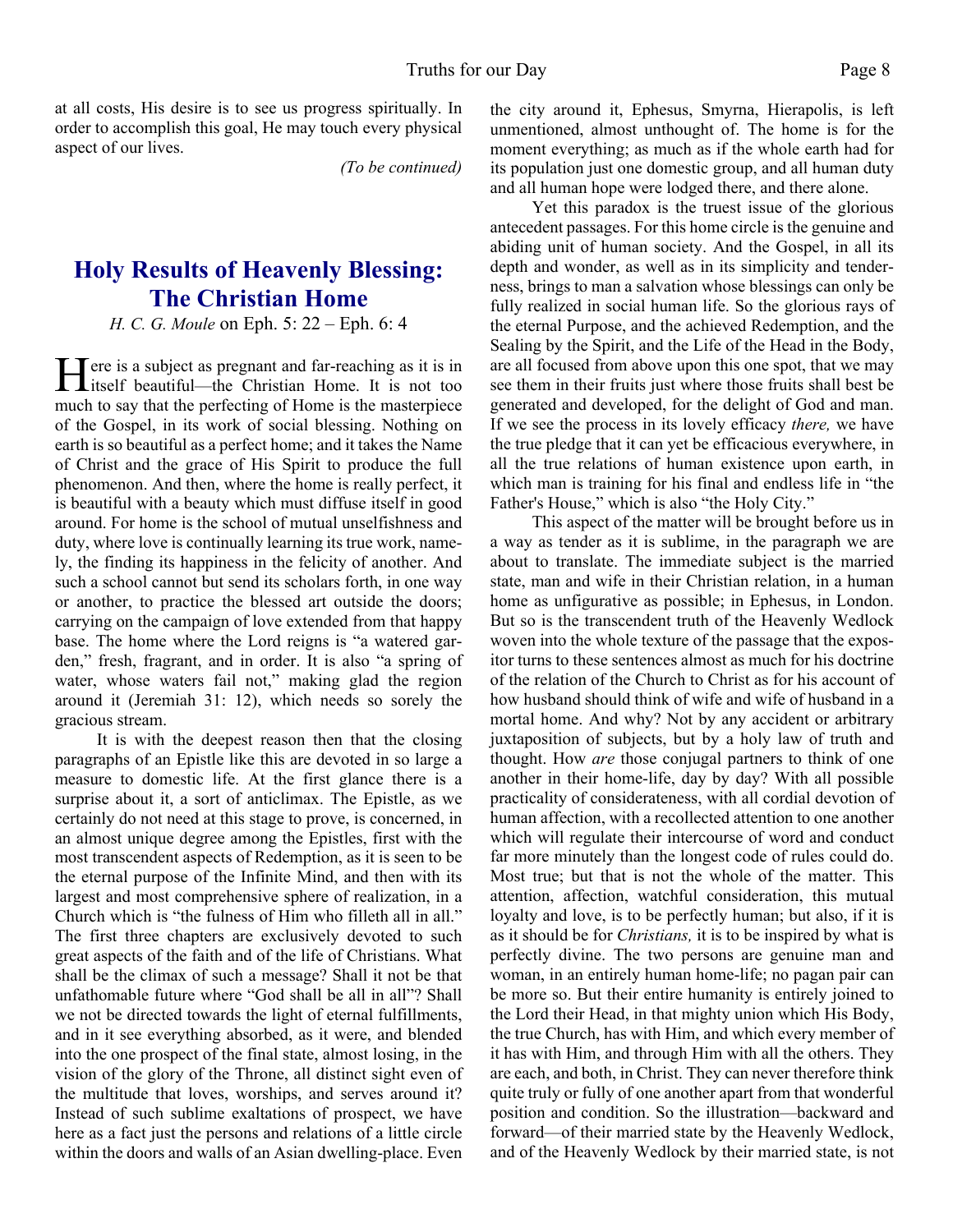at all costs, His desire is to see us progress spiritually. In order to accomplish this goal, He may touch every physical aspect of our lives.

*(To be continued)*

## Holy Results of Heavenly Blessing: The Christian Home

*H. C. G. Moule* on Eph. 5: 22 – Eph. 6: 4

Here is a subject as pregnant and far-reaching as it is in itself beautiful—the Christian Home. It is not too much to say that the perfecting of Home is the masterpiece of the Gospel, in its work of social blessing. Nothing on earth is so beautiful as a perfect home; and it takes the Name of Christ and the grace of His Spirit to produce the full phenomenon. And then, where the home is really perfect, it is beautiful with a beauty which must diffuse itself in good around. For home is the school of mutual unselfishness and duty, where love is continually learning its true work, namely, the finding its happiness in the felicity of another. And such a school cannot but send its scholars forth, in one way or another, to practice the blessed art outside the doors; carrying on the campaign of love extended from that happy base. The home where the Lord reigns is "a watered garden," fresh, fragrant, and in order. It is also "a spring of water, whose waters fail not," making glad the region around it (Jeremiah 31: 12), which needs so sorely the gracious stream.

It is with the deepest reason then that the closing paragraphs of an Epistle like this are devoted in so large a measure to domestic life. At the first glance there is a surprise about it, a sort of anticlimax. The Epistle, as we certainly do not need at this stage to prove, is concerned, in an almost unique degree among the Epistles, first with the most transcendent aspects of Redemption, as it is seen to be the eternal purpose of the Infinite Mind, and then with its largest and most comprehensive sphere of realization, in a Church which is "the fulness of Him who filleth all in all." The first three chapters are exclusively devoted to such great aspects of the faith and of the life of Christians. What shall be the climax of such a message? Shall it not be that unfathomable future where "God shall be all in all"? Shall we not be directed towards the light of eternal fulfillments, and in it see everything absorbed, as it were, and blended into the one prospect of the final state, almost losing, in the vision of the glory of the Throne, all distinct sight even of the multitude that loves, worships, and serves around it? Instead of such sublime exaltations of prospect, we have here as a fact just the persons and relations of a little circle within the doors and walls of an Asian dwelling-place. Even the city around it, Ephesus, Smyrna, Hierapolis, is left unmentioned, almost unthought of. The home is for the moment everything; as much as if the whole earth had for its population just one domestic group, and all human duty and all human hope were lodged there, and there alone.

Yet this paradox is the truest issue of the glorious antecedent passages. For this home circle is the genuine and abiding unit of human society. And the Gospel, in all its depth and wonder, as well as in its simplicity and tenderness, brings to man a salvation whose blessings can only be fully realized in social human life. So the glorious rays of the eternal Purpose, and the achieved Redemption, and the Sealing by the Spirit, and the Life of the Head in the Body, are all focused from above upon this one spot, that we may see them in their fruits just where those fruits shall best be generated and developed, for the delight of God and man. If we see the process in its lovely efficacy *there,* we have the true pledge that it can yet be efficacious everywhere, in all the true relations of human existence upon earth, in which man is training for his final and endless life in "the Father's House," which is also "the Holy City."

This aspect of the matter will be brought before us in a way as tender as it is sublime, in the paragraph we are about to translate. The immediate subject is the married state, man and wife in their Christian relation, in a human home as unfigurative as possible; in Ephesus, in London. But so is the transcendent truth of the Heavenly Wedlock woven into the whole texture of the passage that the expositor turns to these sentences almost as much for his doctrine of the relation of the Church to Christ as for his account of how husband should think of wife and wife of husband in a mortal home. And why? Not by any accident or arbitrary juxtaposition of subjects, but by a holy law of truth and thought. How *are* those conjugal partners to think of one another in their home-life, day by day? With all possible practicality of considerateness, with all cordial devotion of human affection, with a recollected attention to one another which will regulate their intercourse of word and conduct far more minutely than the longest code of rules could do. Most true; but that is not the whole of the matter. This attention, affection, watchful consideration, this mutual loyalty and love, is to be perfectly human; but also, if it is as it should be for *Christians,* it is to be inspired by what is perfectly divine. The two persons are genuine man and woman, in an entirely human home-life; no pagan pair can be more so. But their entire humanity is entirely joined to the Lord their Head, in that mighty union which His Body, the true Church, has with Him, and which every member of it has with Him, and through Him with all the others. They are each, and both, in Christ. They can never therefore think quite truly or fully of one another apart from that wonderful position and condition. So the illustration—backward and forward—of their married state by the Heavenly Wedlock, and of the Heavenly Wedlock by their married state, is not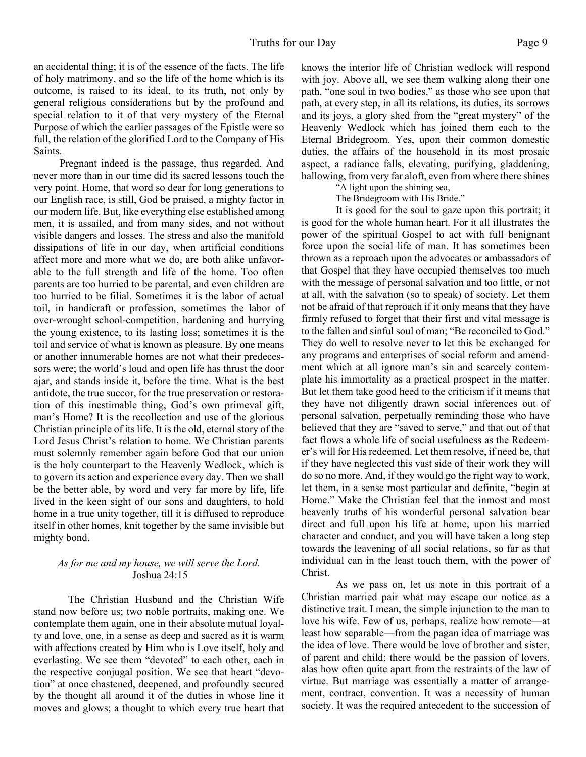an accidental thing; it is of the essence of the facts. The life of holy matrimony, and so the life of the home which is its outcome, is raised to its ideal, to its truth, not only by general religious considerations but by the profound and special relation to it of that very mystery of the Eternal Purpose of which the earlier passages of the Epistle were so full, the relation of the glorified Lord to the Company of His Saints.

Pregnant indeed is the passage, thus regarded. And never more than in our time did its sacred lessons touch the very point. Home, that word so dear for long generations to our English race, is still, God be praised, a mighty factor in our modern life. But, like everything else established among men, it is assailed, and from many sides, and not without visible dangers and losses. The stress and also the manifold dissipations of life in our day, when artificial conditions affect more and more what we do, are both alike unfavorable to the full strength and life of the home. Too often parents are too hurried to be parental, and even children are too hurried to be filial. Sometimes it is the labor of actual toil, in handicraft or profession, sometimes the labor of over-wrought school-competition, hardening and hurrying the young existence, to its lasting loss; sometimes it is the toil and service of what is known as pleasure. By one means or another innumerable homes are not what their predecessors were; the world's loud and open life has thrust the door ajar, and stands inside it, before the time. What is the best antidote, the true succor, for the true preservation or restoration of this inestimable thing, God's own primeval gift, man's Home? It is the recollection and use of the glorious Christian principle of its life. It is the old, eternal story of the Lord Jesus Christ's relation to home. We Christian parents must solemnly remember again before God that our union is the holy counterpart to the Heavenly Wedlock, which is to govern its action and experience every day. Then we shall be the better able, by word and very far more by life, life lived in the keen sight of our sons and daughters, to hold home in a true unity together, till it is diffused to reproduce itself in other homes, knit together by the same invisible but mighty bond.

*As for me and my house, we will serve the Lord.*
Joshua 24:15

The Christian Husband and the Christian Wife stand now before us; two noble portraits, making one. We contemplate them again, one in their absolute mutual loyalty and love, one, in a sense as deep and sacred as it is warm with affections created by Him who is Love itself, holy and everlasting. We see them "devoted" to each other, each in the respective conjugal position. We see that heart "devotion" at once chastened, deepened, and profoundly secured by the thought all around it of the duties in whose line it moves and glows; a thought to which every true heart that knows the interior life of Christian wedlock will respond with joy. Above all, we see them walking along their one path, "one soul in two bodies," as those who see upon that path, at every step, in all its relations, its duties, its sorrows and its joys, a glory shed from the "great mystery" of the Heavenly Wedlock which has joined them each to the Eternal Bridegroom. Yes, upon their common domestic duties, the affairs of the household in its most prosaic aspect, a radiance falls, elevating, purifying, gladdening, hallowing, from very far aloft, even from where there shines

"A light upon the shining sea,
The Bridegroom with His Bride."

It is good for the soul to gaze upon this portrait; it is good for the whole human heart. For it all illustrates the power of the spiritual Gospel to act with full benignant force upon the social life of man. It has sometimes been thrown as a reproach upon the advocates or ambassadors of that Gospel that they have occupied themselves too much with the message of personal salvation and too little, or not at all, with the salvation (so to speak) of society. Let them not be afraid of that reproach if it only means that they have firmly refused to forget that their first and vital message is to the fallen and sinful soul of man; "Be reconciled to God." They do well to resolve never to let this be exchanged for any programs and enterprises of social reform and amendment which at all ignore man's sin and scarcely contemplate his immortality as a practical prospect in the matter. But let them take good heed to the criticism if it means that they have not diligently drawn social inferences out of personal salvation, perpetually reminding those who have believed that they are "saved to serve," and that out of that fact flows a whole life of social usefulness as the Redeemer's will for His redeemed. Let them resolve, if need be, that if they have neglected this vast side of their work they will do so no more. And, if they would go the right way to work, let them, in a sense most particular and definite, "begin at Home." Make the Christian feel that the inmost and most heavenly truths of his wonderful personal salvation bear direct and full upon his life at home, upon his married character and conduct, and you will have taken a long step towards the leavening of all social relations, so far as that individual can in the least touch them, with the power of Christ.

As we pass on, let us note in this portrait of a Christian married pair what may escape our notice as a distinctive trait. I mean, the simple injunction to the man to love his wife. Few of us, perhaps, realize how remote—at least how separable—from the pagan idea of marriage was the idea of love. There would be love of brother and sister, of parent and child; there would be the passion of lovers, alas how often quite apart from the restraints of the law of virtue. But marriage was essentially a matter of arrangement, contract, convention. It was a necessity of human society. It was the required antecedent to the succession of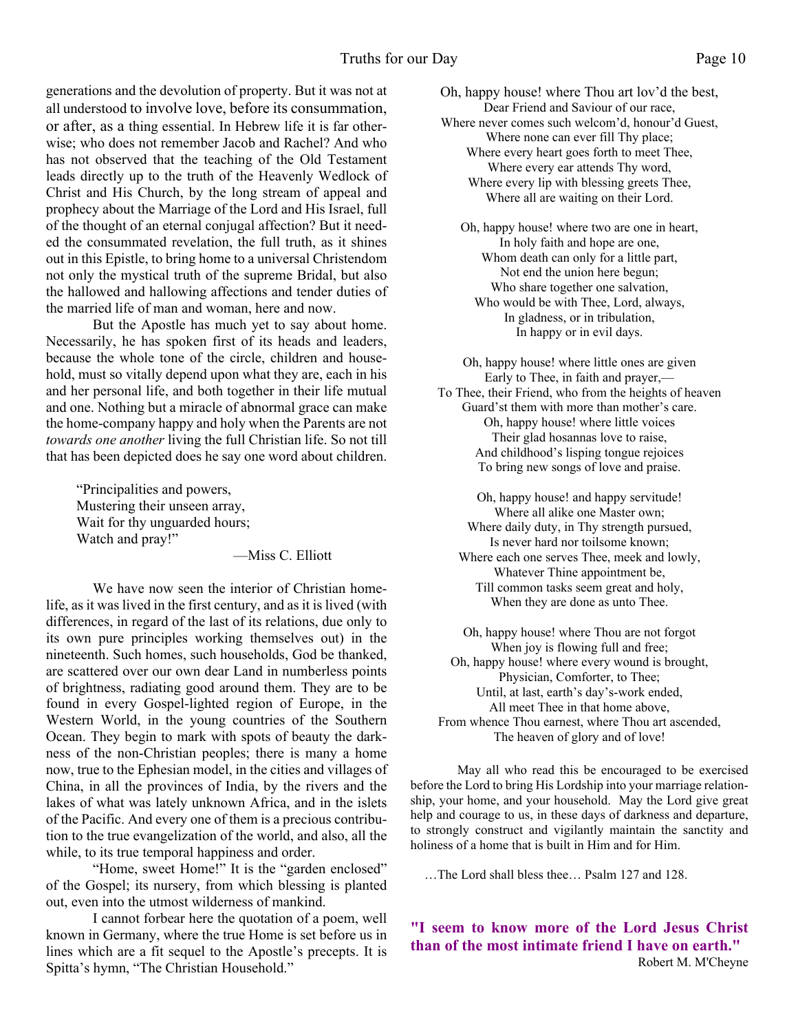generations and the devolution of property. But it was not at all understood to involve love, before its consummation, or after, as a thing essential. In Hebrew life it is far otherwise; who does not remember Jacob and Rachel? And who has not observed that the teaching of the Old Testament leads directly up to the truth of the Heavenly Wedlock of Christ and His Church, by the long stream of appeal and prophecy about the Marriage of the Lord and His Israel, full of the thought of an eternal conjugal affection? But it needed the consummated revelation, the full truth, as it shines out in this Epistle, to bring home to a universal Christendom not only the mystical truth of the supreme Bridal, but also the hallowed and hallowing affections and tender duties of the married life of man and woman, here and now.

But the Apostle has much yet to say about home. Necessarily, he has spoken first of its heads and leaders, because the whole tone of the circle, children and household, must so vitally depend upon what they are, each in his and her personal life, and both together in their life mutual and one. Nothing but a miracle of abnormal grace can make the home-company happy and holy when the Parents are not *towards one another* living the full Christian life. So not till that has been depicted does he say one word about children.

> "Principalities and powers,
> Mustering their unseen array,
> Wait for thy unguarded hours;
> Watch and pray!"
>
> —Miss C. Elliott

We have now seen the interior of Christian home-life, as it was lived in the first century, and as it is lived (with differences, in regard of the last of its relations, due only to its own pure principles working themselves out) in the nineteenth. Such homes, such households, God be thanked, are scattered over our own dear Land in numberless points of brightness, radiating good around them. They are to be found in every Gospel-lighted region of Europe, in the Western World, in the young countries of the Southern Ocean. They begin to mark with spots of beauty the darkness of the non-Christian peoples; there is many a home now, true to the Ephesian model, in the cities and villages of China, in all the provinces of India, by the rivers and the lakes of what was lately unknown Africa, and in the islets of the Pacific. And every one of them is a precious contribution to the true evangelization of the world, and also, all the while, to its true temporal happiness and order.

"Home, sweet Home!" It is the "garden enclosed" of the Gospel; its nursery, from which blessing is planted out, even into the utmost wilderness of mankind.

I cannot forbear here the quotation of a poem, well known in Germany, where the true Home is set before us in lines which are a fit sequel to the Apostle's precepts. It is Spitta's hymn, "The Christian Household."

Oh, happy house! where Thou art lov'd the best,
Dear Friend and Saviour of our race,
Where never comes such welcom'd, honour'd Guest,
Where none can ever fill Thy place;
Where every heart goes forth to meet Thee,
Where every ear attends Thy word,
Where every lip with blessing greets Thee,
Where all are waiting on their Lord.

Oh, happy house! where two are one in heart,
In holy faith and hope are one,
Whom death can only for a little part,
Not end the union here begun;
Who share together one salvation,
Who would be with Thee, Lord, always,
In gladness, or in tribulation,
In happy or in evil days.

Oh, happy house! where little ones are given
Early to Thee, in faith and prayer,—
To Thee, their Friend, who from the heights of heaven
Guard'st them with more than mother's care.
Oh, happy house! where little voices
Their glad hosannas love to raise,
And childhood's lisping tongue rejoices
To bring new songs of love and praise.

Oh, happy house! and happy servitude!
Where all alike one Master own;
Where daily duty, in Thy strength pursued,
Is never hard nor toilsome known;
Where each one serves Thee, meek and lowly,
Whatever Thine appointment be,
Till common tasks seem great and holy,
When they are done as unto Thee.

Oh, happy house! where Thou are not forgot
When joy is flowing full and free;
Oh, happy house! where every wound is brought,
Physician, Comforter, to Thee;
Until, at last, earth's day's-work ended,
All meet Thee in that home above,
From whence Thou earnest, where Thou art ascended,
The heaven of glory and of love!

May all who read this be encouraged to be exercised before the Lord to bring His Lordship into your marriage relationship, your home, and your household. May the Lord give great help and courage to us, in these days of darkness and departure, to strongly construct and vigilantly maintain the sanctity and holiness of a home that is built in Him and for Him.

…The Lord shall bless thee… Psalm 127 and 128.

**"I seem to know more of the Lord Jesus Christ than of the most intimate friend I have on earth."**
Robert M. M'Cheyne